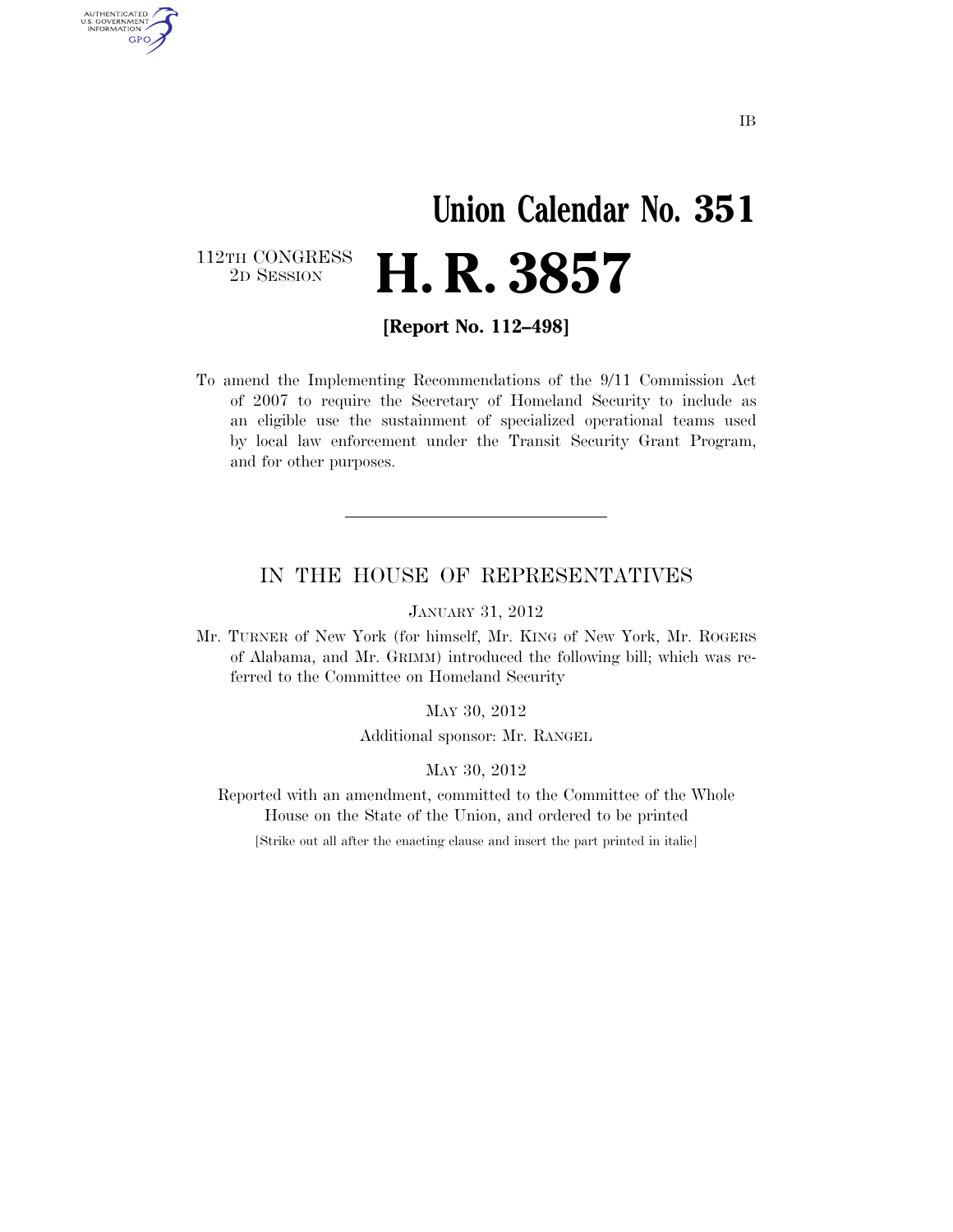IB

# Union Calendar No. 351

112TH CONGRESS
2D SESSION

# H. R. 3857

**[Report No. 112–498]**

To amend the Implementing Recommendations of the 9/11 Commission Act of 2007 to require the Secretary of Homeland Security to include as an eligible use the sustainment of specialized operational teams used by local law enforcement under the Transit Security Grant Program, and for other purposes.

---

## IN THE HOUSE OF REPRESENTATIVES

JANUARY 31, 2012

Mr. TURNER of New York (for himself, Mr. KING of New York, Mr. ROGERS of Alabama, and Mr. GRIMM) introduced the following bill; which was referred to the Committee on Homeland Security

MAY 30, 2012

Additional sponsor: Mr. RANGEL

MAY 30, 2012

Reported with an amendment, committed to the Committee of the Whole House on the State of the Union, and ordered to be printed

[Strike out all after the enacting clause and insert the part printed in italic]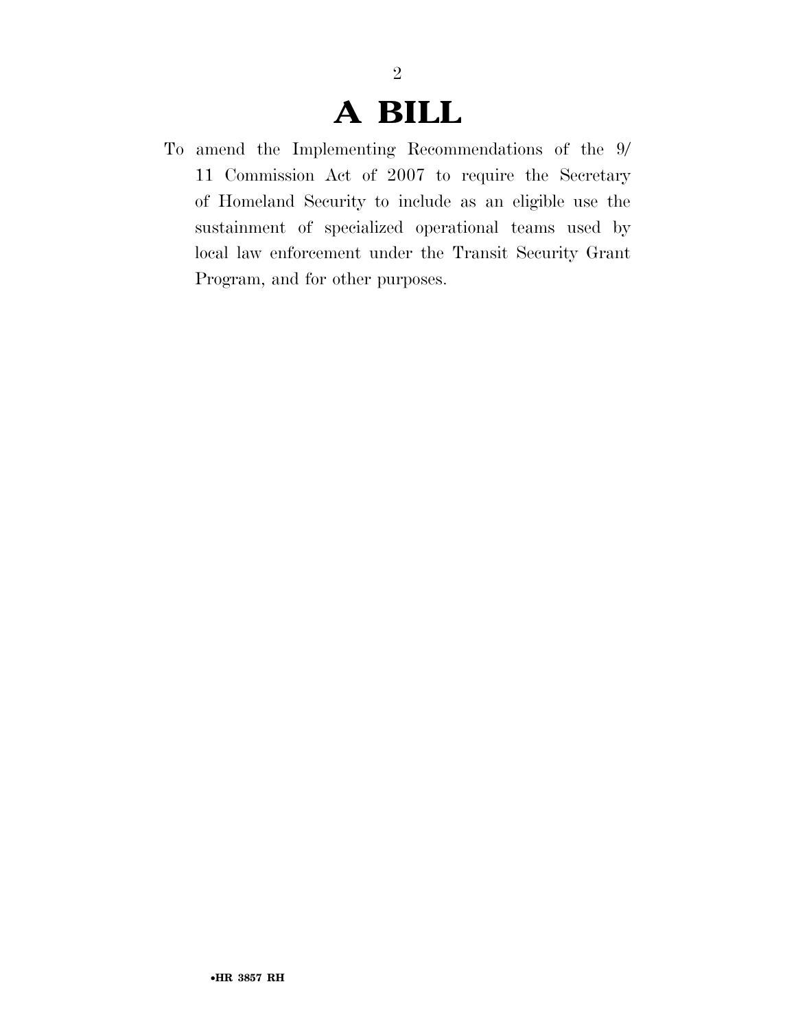# A BILL

To amend the Implementing Recommendations of the 9/11 Commission Act of 2007 to require the Secretary of Homeland Security to include as an eligible use the sustainment of specialized operational teams used by local law enforcement under the Transit Security Grant Program, and for other purposes.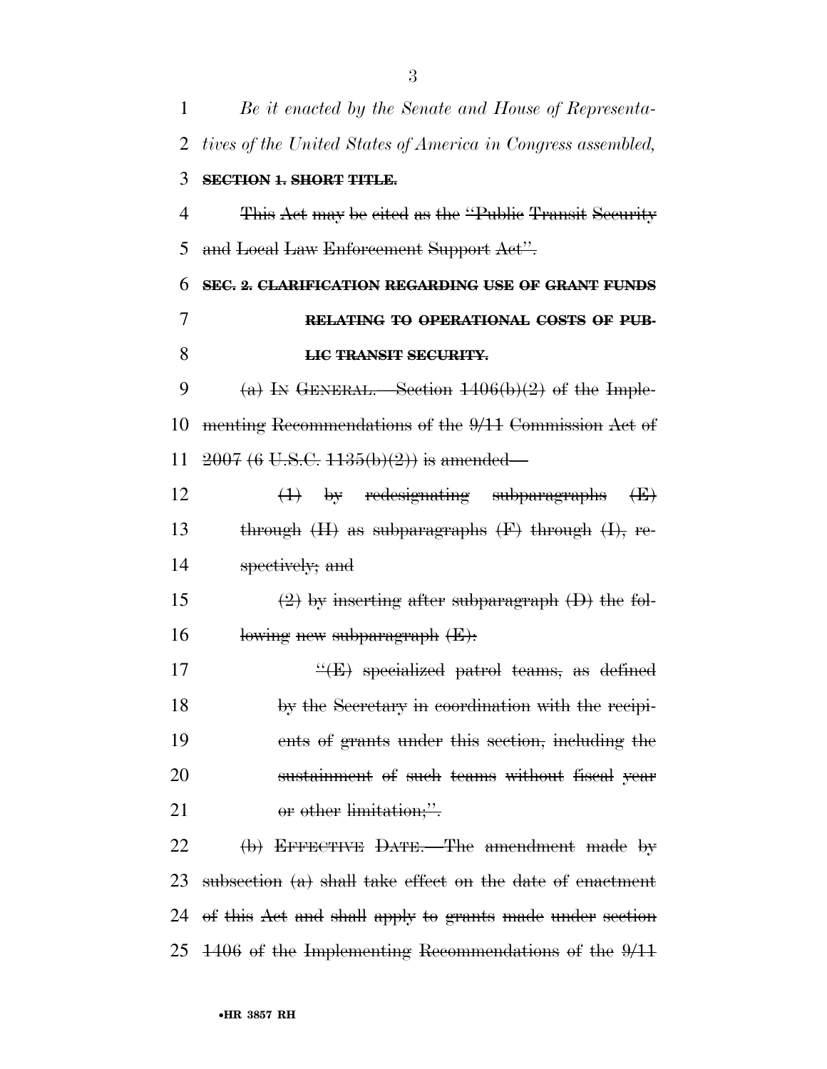*Be it enacted by the Senate and House of Representatives of the United States of America in Congress assembled,*

~~**SECTION 1. SHORT TITLE.**~~

~~This Act may be cited as the "Public Transit Security and Local Law Enforcement Support Act".~~

~~**SEC. 2. CLARIFICATION REGARDING USE OF GRANT FUNDS RELATING TO OPERATIONAL COSTS OF PUBLIC TRANSIT SECURITY.**~~

~~(a) IN GENERAL.—Section 1406(b)(2) of the Implementing Recommendations of the 9/11 Commission Act of 2007 (6 U.S.C. 1135(b)(2)) is amended—~~

~~(1) by redesignating subparagraphs (E) through (H) as subparagraphs (F) through (I), respectively; and~~

~~(2) by inserting after subparagraph (D) the following new subparagraph (E):~~

~~"(E) specialized patrol teams, as defined by the Secretary in coordination with the recipients of grants under this section, including the sustainment of such teams without fiscal year or other limitation;".~~

~~(b) EFFECTIVE DATE.—The amendment made by subsection (a) shall take effect on the date of enactment of this Act and shall apply to grants made under section 1406 of the Implementing Recommendations of the 9/11~~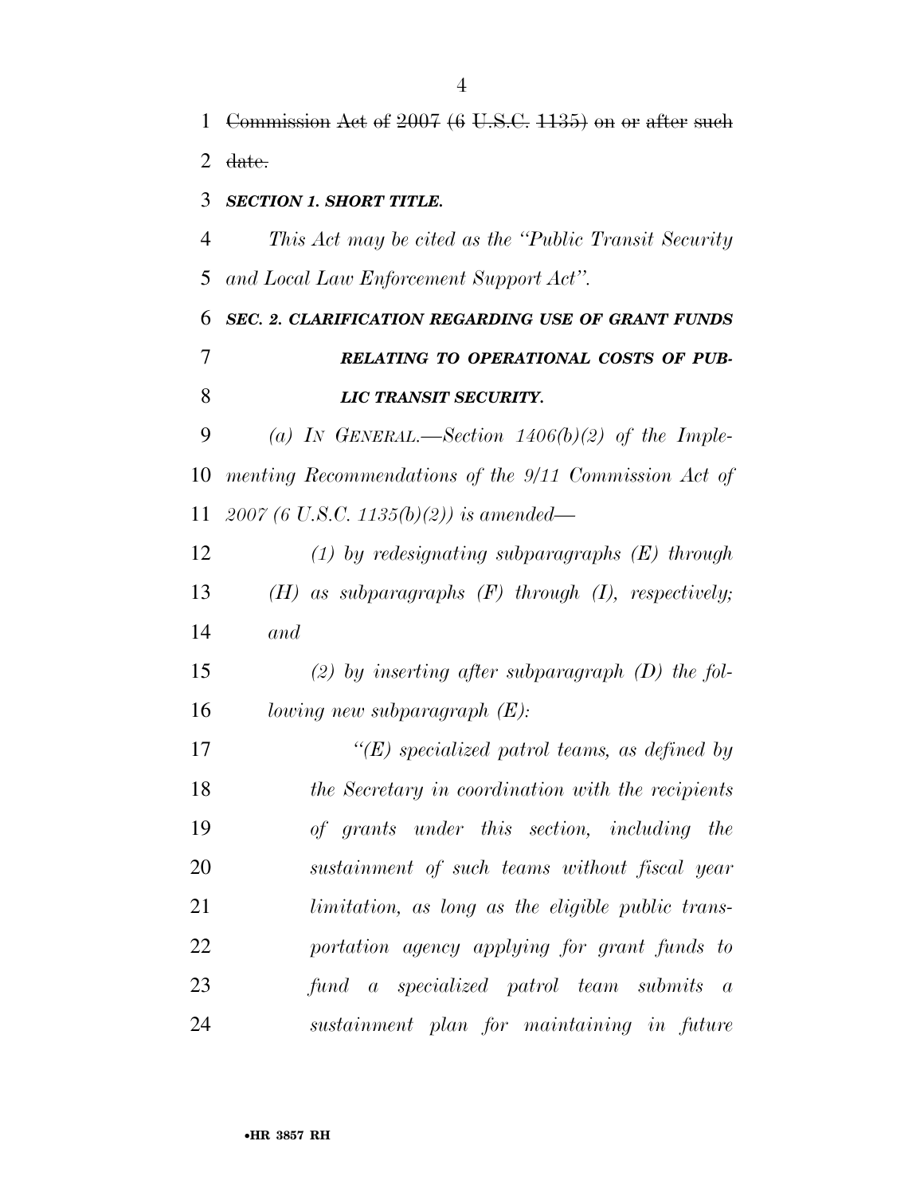~~Commission Act of 2007 (6 U.S.C. 1135) on or after such date.~~

***SECTION 1. SHORT TITLE.***

*This Act may be cited as the "Public Transit Security and Local Law Enforcement Support Act".*

***SEC. 2. CLARIFICATION REGARDING USE OF GRANT FUNDS RELATING TO OPERATIONAL COSTS OF PUBLIC TRANSIT SECURITY.***

*(a) IN GENERAL.—Section 1406(b)(2) of the Implementing Recommendations of the 9/11 Commission Act of 2007 (6 U.S.C. 1135(b)(2)) is amended—*

*(1) by redesignating subparagraphs (E) through (H) as subparagraphs (F) through (I), respectively; and*

*(2) by inserting after subparagraph (D) the following new subparagraph (E):*

*"(E) specialized patrol teams, as defined by the Secretary in coordination with the recipients of grants under this section, including the sustainment of such teams without fiscal year limitation, as long as the eligible public transportation agency applying for grant funds to fund a specialized patrol team submits a sustainment plan for maintaining in future*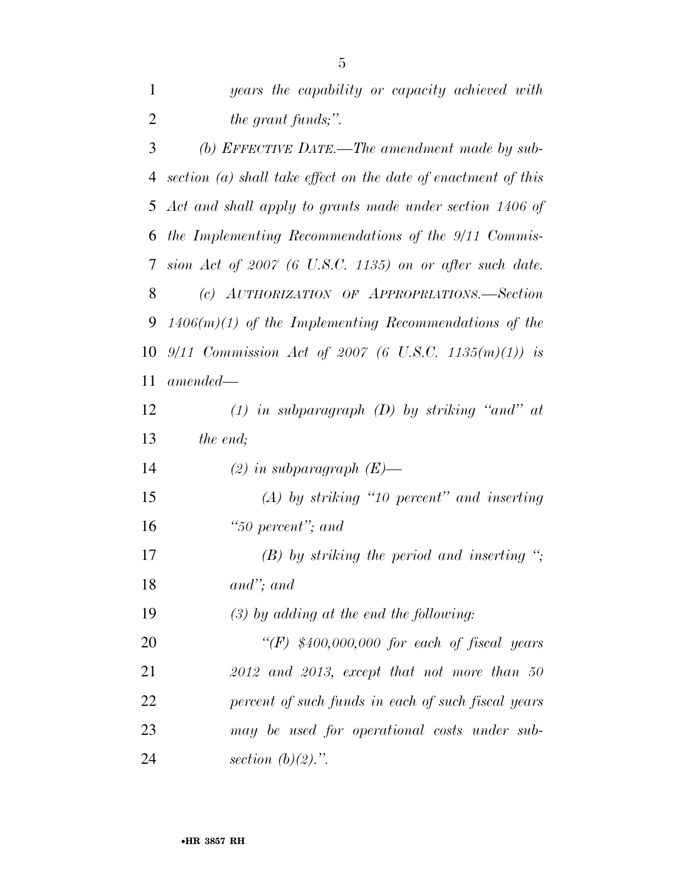*years the capability or capacity achieved with the grant funds;".*

*(b) EFFECTIVE DATE.—The amendment made by subsection (a) shall take effect on the date of enactment of this Act and shall apply to grants made under section 1406 of the Implementing Recommendations of the 9/11 Commission Act of 2007 (6 U.S.C. 1135) on or after such date.*

*(c) AUTHORIZATION OF APPROPRIATIONS.—Section 1406(m)(1) of the Implementing Recommendations of the 9/11 Commission Act of 2007 (6 U.S.C. 1135(m)(1)) is amended—*

*(1) in subparagraph (D) by striking "and" at the end;*

*(2) in subparagraph (E)—*

*(A) by striking "10 percent" and inserting "50 percent"; and*

*(B) by striking the period and inserting "; and"; and*

*(3) by adding at the end the following:*

*"(F) $400,000,000 for each of fiscal years 2012 and 2013, except that not more than 50 percent of such funds in each of such fiscal years may be used for operational costs under subsection (b)(2).".*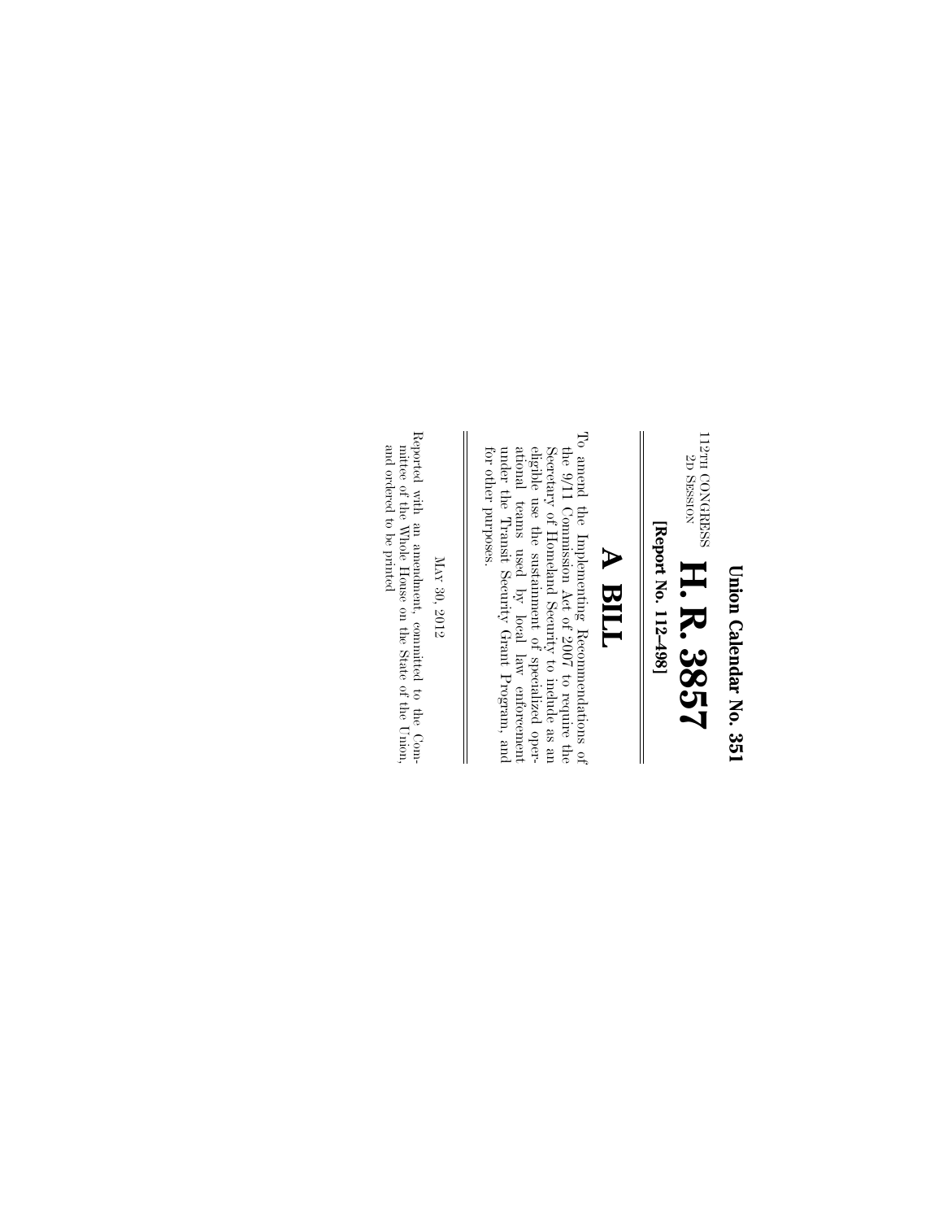**Union Calendar No. 351**

112TH CONGRESS
2D SESSION

# H. R. 3857

**[Report No. 112–498]**

# A BILL

To amend the Implementing Recommendations of the 9/11 Commission Act of 2007 to require the Secretary of Homeland Security to include as an eligible use the sustainment of specialized operational teams used by local law enforcement under the Transit Security Grant Program, and for other purposes.

---

MAY 30, 2012

Reported with an amendment, committed to the Committee of the Whole House on the State of the Union, and ordered to be printed